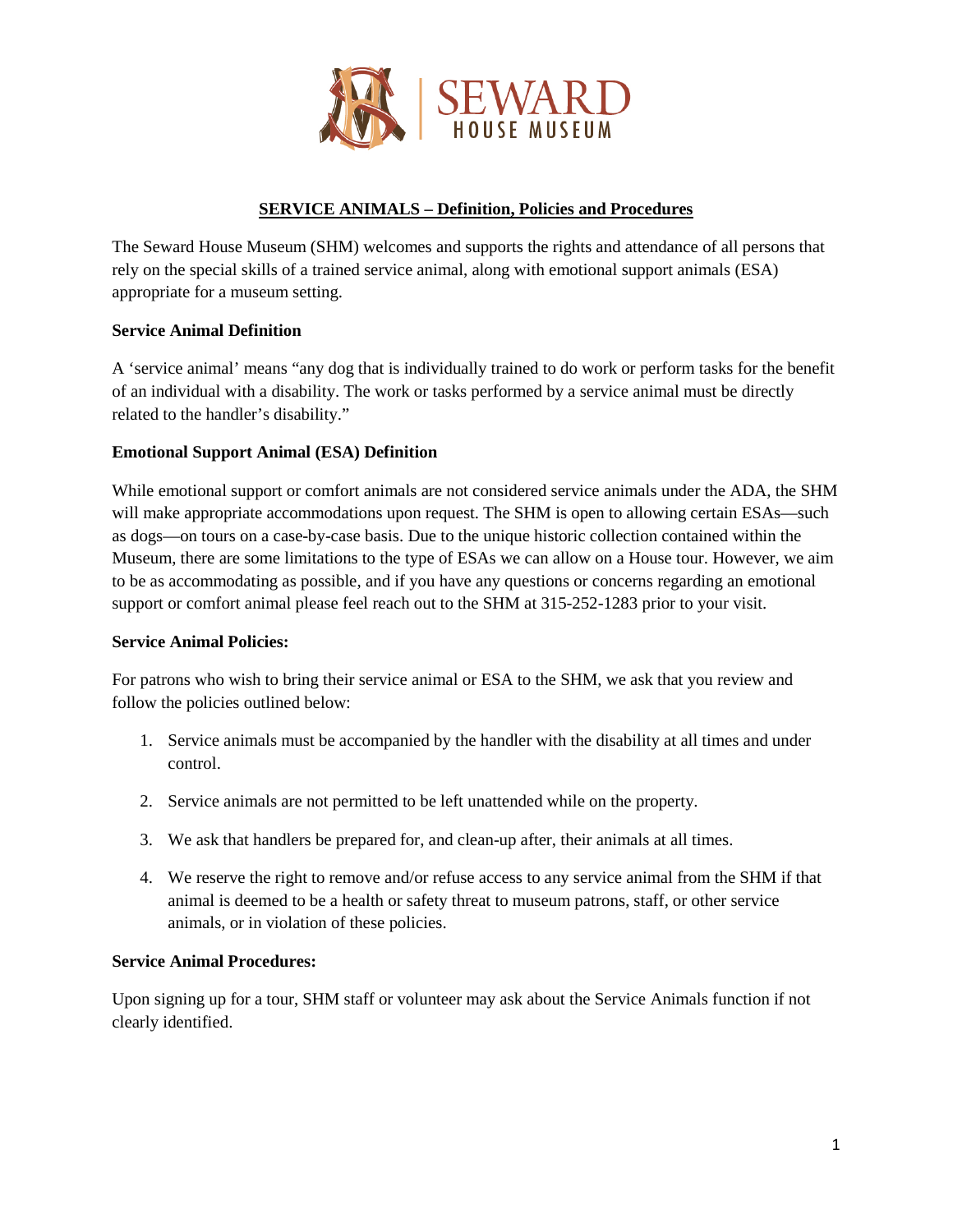SEWARD
HOUSE MUSEUM

## SERVICE ANIMALS – Definition, Policies and Procedures

The Seward House Museum (SHM) welcomes and supports the rights and attendance of all persons that rely on the special skills of a trained service animal, along with emotional support animals (ESA) appropriate for a museum setting.

**Service Animal Definition**

A 'service animal' means "any dog that is individually trained to do work or perform tasks for the benefit of an individual with a disability. The work or tasks performed by a service animal must be directly related to the handler's disability."

**Emotional Support Animal (ESA) Definition**

While emotional support or comfort animals are not considered service animals under the ADA, the SHM will make appropriate accommodations upon request. The SHM is open to allowing certain ESAs—such as dogs—on tours on a case-by-case basis. Due to the unique historic collection contained within the Museum, there are some limitations to the type of ESAs we can allow on a House tour. However, we aim to be as accommodating as possible, and if you have any questions or concerns regarding an emotional support or comfort animal please feel reach out to the SHM at 315-252-1283 prior to your visit.

**Service Animal Policies:**

For patrons who wish to bring their service animal or ESA to the SHM, we ask that you review and follow the policies outlined below:

1. Service animals must be accompanied by the handler with the disability at all times and under control.
2. Service animals are not permitted to be left unattended while on the property.
3. We ask that handlers be prepared for, and clean-up after, their animals at all times.
4. We reserve the right to remove and/or refuse access to any service animal from the SHM if that animal is deemed to be a health or safety threat to museum patrons, staff, or other service animals, or in violation of these policies.

**Service Animal Procedures:**

Upon signing up for a tour, SHM staff or volunteer may ask about the Service Animals function if not clearly identified.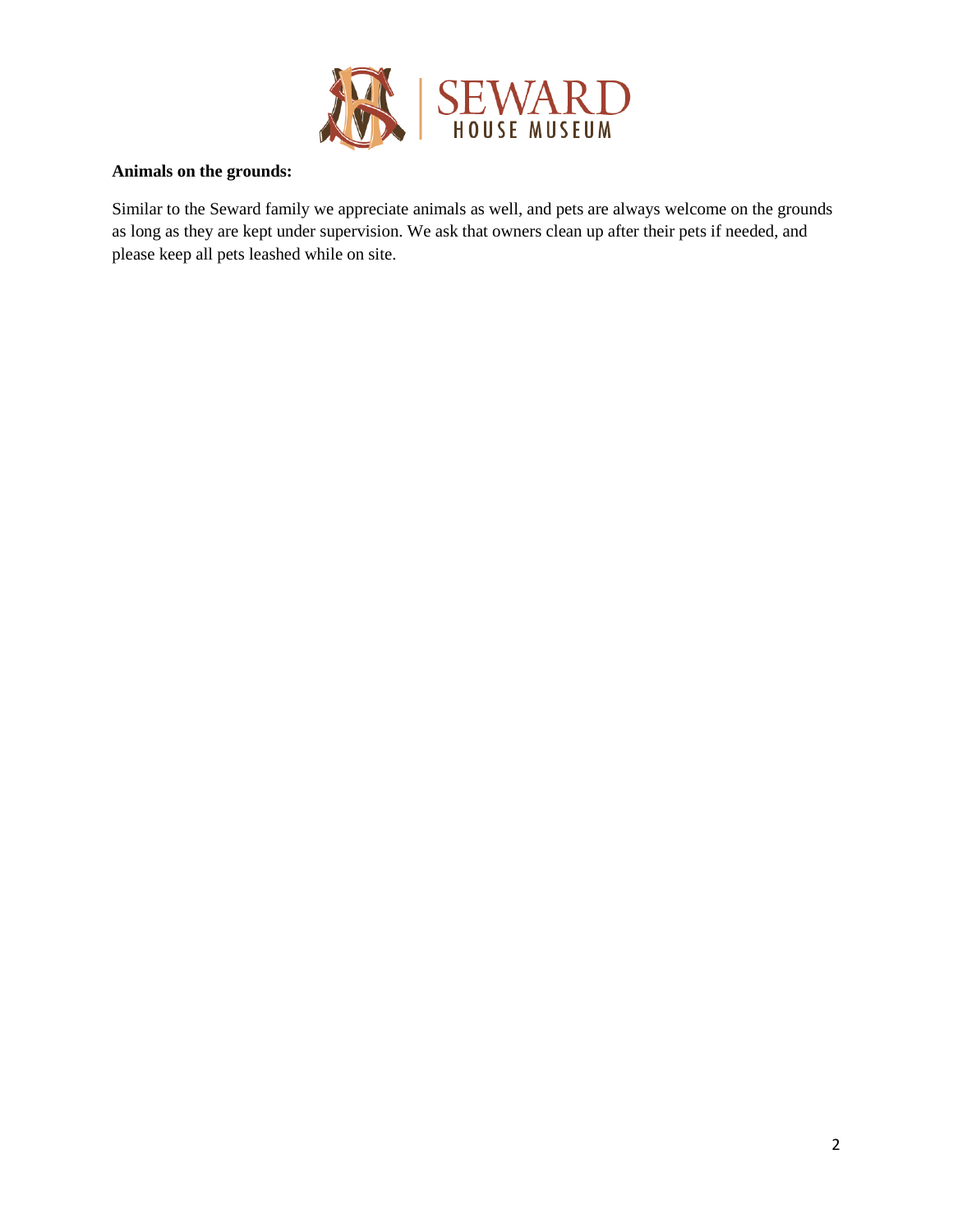**Animals on the grounds:**

Similar to the Seward family we appreciate animals as well, and pets are always welcome on the grounds as long as they are kept under supervision. We ask that owners clean up after their pets if needed, and please keep all pets leashed while on site.